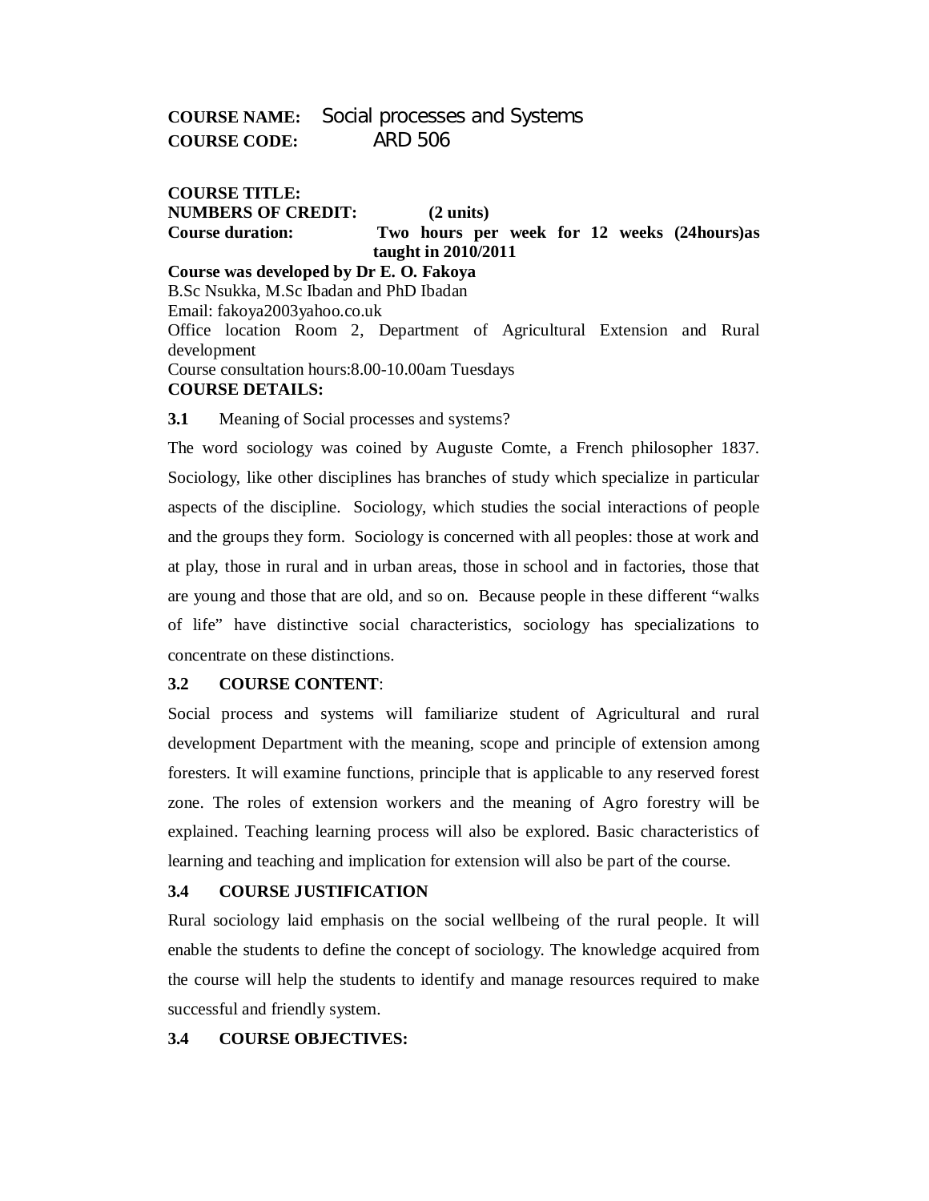**COURSE NAME:** Social processes and Systems
**COURSE CODE:** ARD 506

**COURSE TITLE:**
**NUMBERS OF CREDIT:** **(2 units)**
**Course duration:** **Two hours per week for 12 weeks (24hours)as taught in 2010/2011**

**Course was developed by Dr E. O. Fakoya**
B.Sc Nsukka, M.Sc Ibadan and PhD Ibadan
Email: fakoya2003yahoo.co.uk
Office location Room 2, Department of Agricultural Extension and Rural development
Course consultation hours:8.00-10.00am Tuesdays

**COURSE DETAILS:**

**3.1** Meaning of Social processes and systems?

The word sociology was coined by Auguste Comte, a French philosopher 1837. Sociology, like other disciplines has branches of study which specialize in particular aspects of the discipline. Sociology, which studies the social interactions of people and the groups they form. Sociology is concerned with all peoples: those at work and at play, those in rural and in urban areas, those in school and in factories, those that are young and those that are old, and so on. Because people in these different "walks of life" have distinctive social characteristics, sociology has specializations to concentrate on these distinctions.

**3.2 COURSE CONTENT**:

Social process and systems will familiarize student of Agricultural and rural development Department with the meaning, scope and principle of extension among foresters. It will examine functions, principle that is applicable to any reserved forest zone. The roles of extension workers and the meaning of Agro forestry will be explained. Teaching learning process will also be explored. Basic characteristics of learning and teaching and implication for extension will also be part of the course.

**3.4 COURSE JUSTIFICATION**

Rural sociology laid emphasis on the social wellbeing of the rural people. It will enable the students to define the concept of sociology. The knowledge acquired from the course will help the students to identify and manage resources required to make successful and friendly system.

**3.4 COURSE OBJECTIVES:**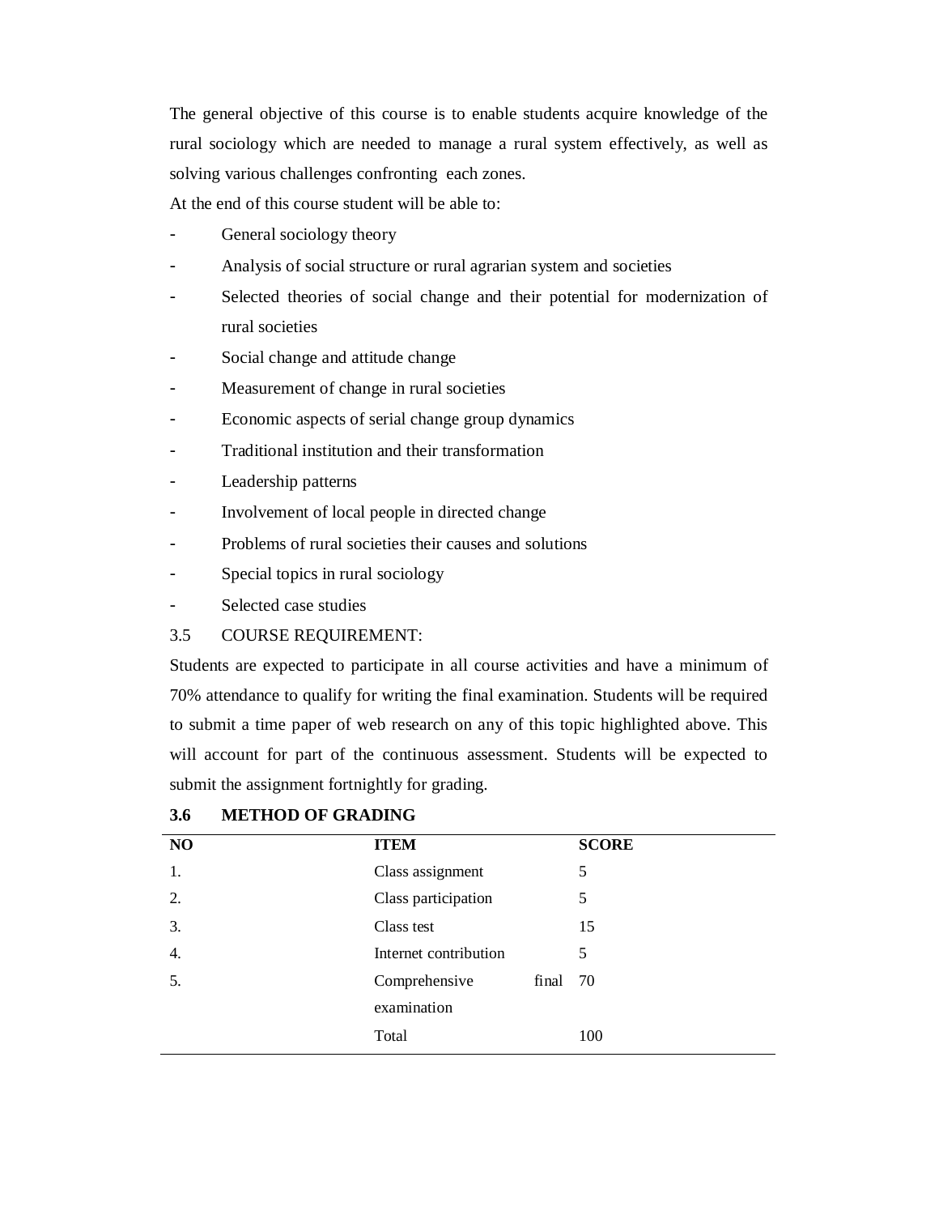The general objective of this course is to enable students acquire knowledge of the rural sociology which are needed to manage a rural system effectively, as well as solving various challenges confronting each zones.

At the end of this course student will be able to:

- General sociology theory
- Analysis of social structure or rural agrarian system and societies
- Selected theories of social change and their potential for modernization of rural societies
- Social change and attitude change
- Measurement of change in rural societies
- Economic aspects of serial change group dynamics
- Traditional institution and their transformation
- Leadership patterns
- Involvement of local people in directed change
- Problems of rural societies their causes and solutions
- Special topics in rural sociology
- Selected case studies

3.5 COURSE REQUIREMENT:

Students are expected to participate in all course activities and have a minimum of 70% attendance to qualify for writing the final examination. Students will be required to submit a time paper of web research on any of this topic highlighted above. This will account for part of the continuous assessment. Students will be expected to submit the assignment fortnightly for grading.

## 3.6 METHOD OF GRADING

| NO | ITEM | SCORE |
|---|---|---|
| 1. | Class assignment | 5 |
| 2. | Class participation | 5 |
| 3. | Class test | 15 |
| 4. | Internet contribution | 5 |
| 5. | Comprehensive final examination | 70 |
| | Total | 100 |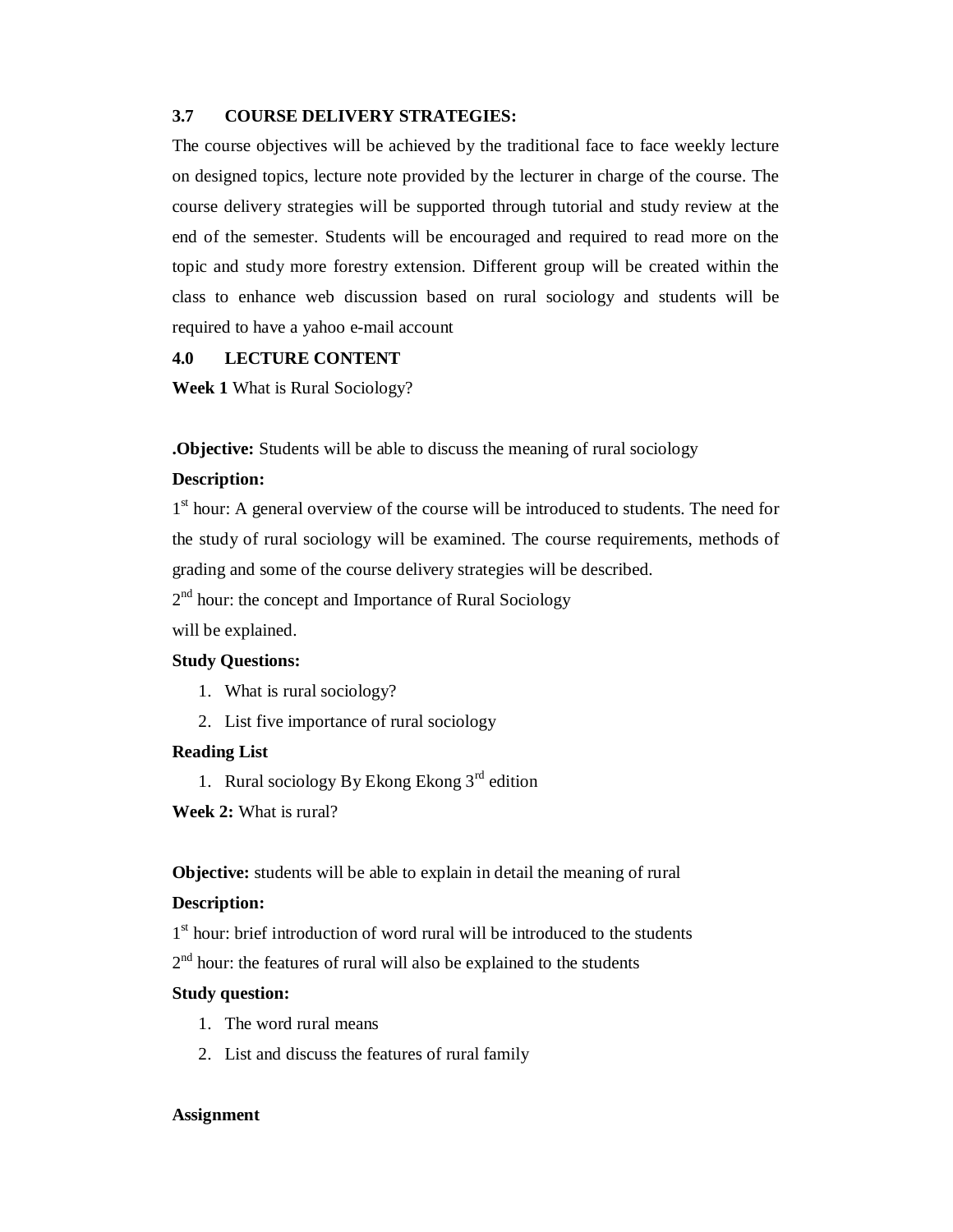## 3.7 COURSE DELIVERY STRATEGIES:

The course objectives will be achieved by the traditional face to face weekly lecture on designed topics, lecture note provided by the lecturer in charge of the course. The course delivery strategies will be supported through tutorial and study review at the end of the semester. Students will be encouraged and required to read more on the topic and study more forestry extension. Different group will be created within the class to enhance web discussion based on rural sociology and students will be required to have a yahoo e-mail account

## 4.0 LECTURE CONTENT

**Week 1** What is Rural Sociology?

**.Objective:** Students will be able to discuss the meaning of rural sociology

**Description:**

1st hour: A general overview of the course will be introduced to students. The need for the study of rural sociology will be examined. The course requirements, methods of grading and some of the course delivery strategies will be described.

2nd hour: the concept and Importance of Rural Sociology will be explained.

**Study Questions:**

1. What is rural sociology?
2. List five importance of rural sociology

**Reading List**

1. Rural sociology By Ekong Ekong 3rd edition

**Week 2:** What is rural?

**Objective:** students will be able to explain in detail the meaning of rural

**Description:**

1st hour: brief introduction of word rural will be introduced to the students

2nd hour: the features of rural will also be explained to the students

**Study question:**

1. The word rural means
2. List and discuss the features of rural family

**Assignment**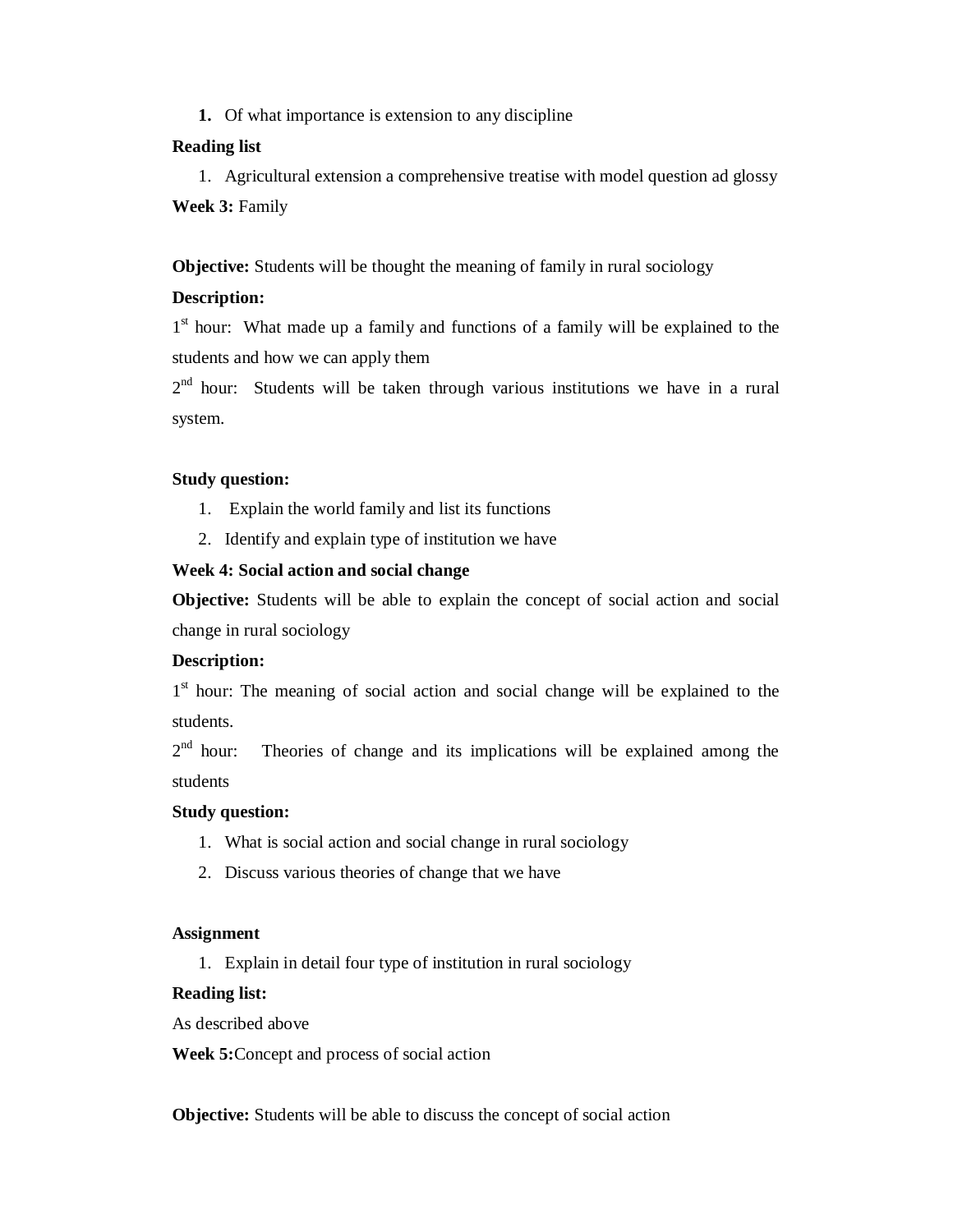1. Of what importance is extension to any discipline

**Reading list**

1. Agricultural extension a comprehensive treatise with model question ad glossy

**Week 3:** Family

**Objective:** Students will be thought the meaning of family in rural sociology

**Description:**

1[st] hour: What made up a family and functions of a family will be explained to the students and how we can apply them

2[nd] hour: Students will be taken through various institutions we have in a rural system.

**Study question:**

1. Explain the world family and list its functions
2. Identify and explain type of institution we have

**Week 4: Social action and social change**

**Objective:** Students will be able to explain the concept of social action and social change in rural sociology

**Description:**

1[st] hour: The meaning of social action and social change will be explained to the students.

2[nd] hour: Theories of change and its implications will be explained among the students

**Study question:**

1. What is social action and social change in rural sociology
2. Discuss various theories of change that we have

**Assignment**

1. Explain in detail four type of institution in rural sociology

**Reading list:**

As described above

**Week 5:** Concept and process of social action

**Objective:** Students will be able to discuss the concept of social action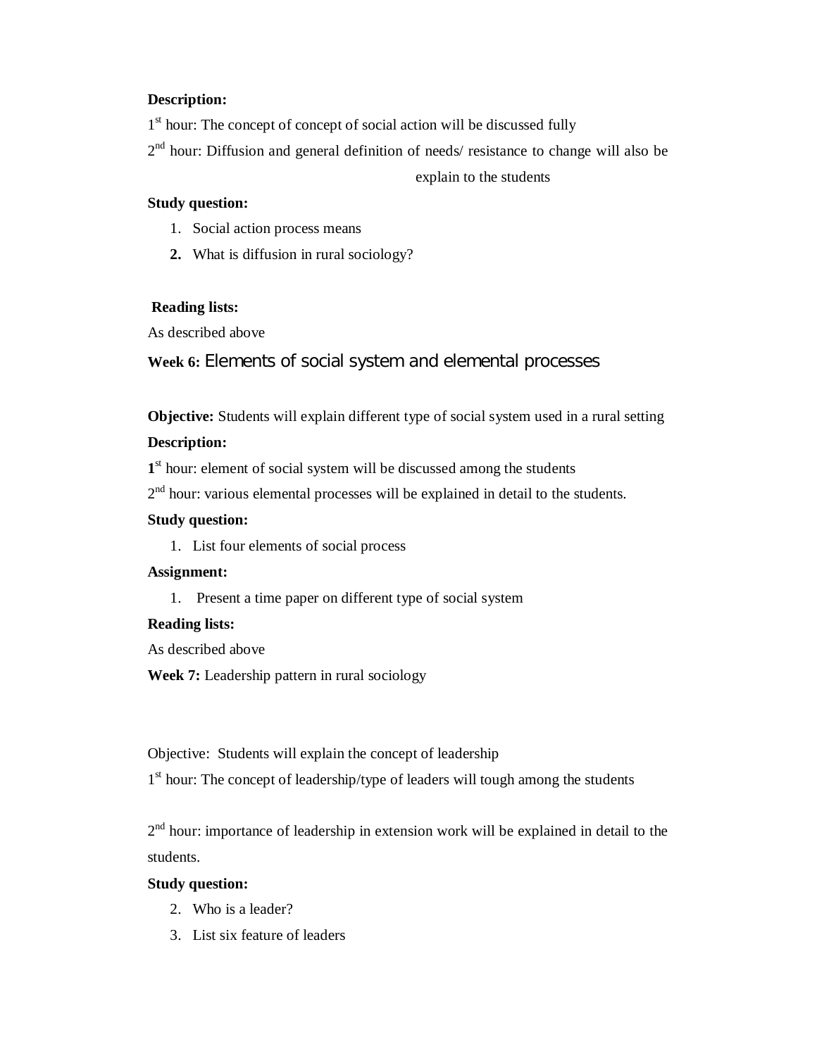**Description:**

1st hour: The concept of concept of social action will be discussed fully

2nd hour: Diffusion and general definition of needs/ resistance to change will also be explain to the students

**Study question:**

1. Social action process means
2. What is diffusion in rural sociology?

**Reading lists:**

As described above

**Week 6:** Elements of social system and elemental processes

**Objective:** Students will explain different type of social system used in a rural setting

**Description:**

**1**st hour: element of social system will be discussed among the students

2nd hour: various elemental processes will be explained in detail to the students.

**Study question:**

1. List four elements of social process

**Assignment:**

1. Present a time paper on different type of social system

**Reading lists:**

As described above

**Week 7:** Leadership pattern in rural sociology

Objective: Students will explain the concept of leadership

1st hour: The concept of leadership/type of leaders will tough among the students

2nd hour: importance of leadership in extension work will be explained in detail to the students.

**Study question:**

2. Who is a leader?
3. List six feature of leaders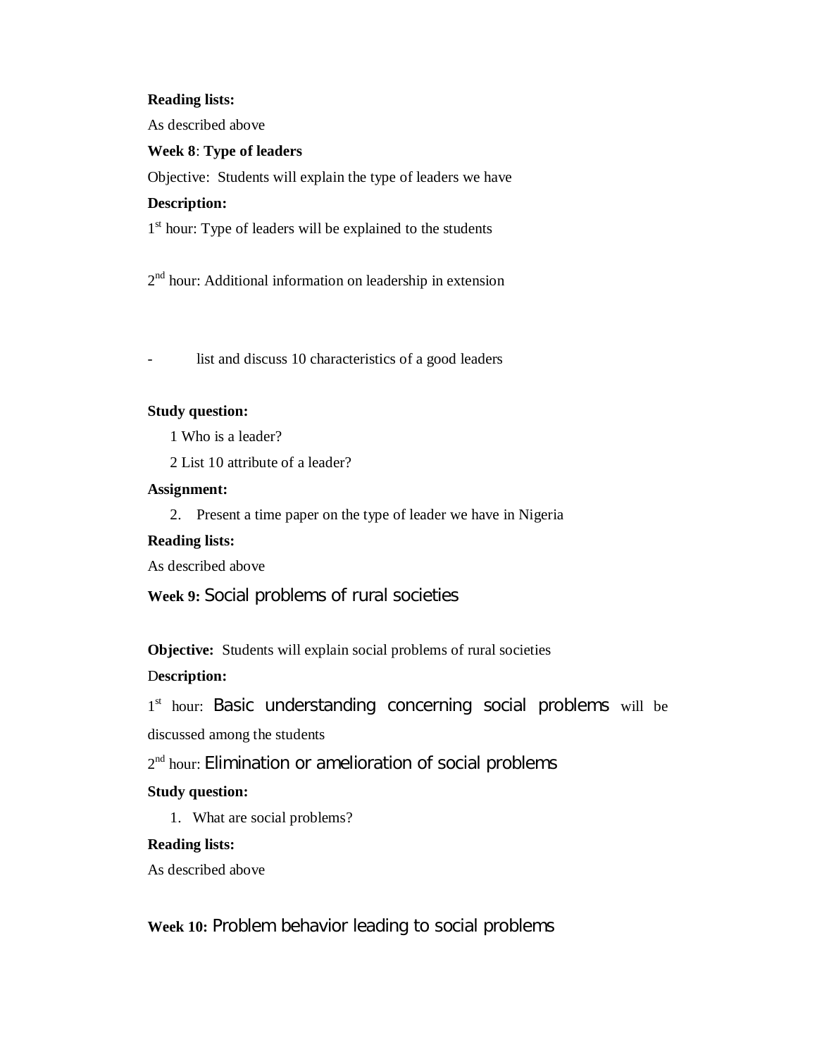**Reading lists:**

As described above

**Week 8**: **Type of leaders**

Objective: Students will explain the type of leaders we have

**Description:**

1st hour: Type of leaders will be explained to the students

2nd hour: Additional information on leadership in extension

- list and discuss 10 characteristics of a good leaders

**Study question:**

1 Who is a leader?

2 List 10 attribute of a leader?

**Assignment:**

2. Present a time paper on the type of leader we have in Nigeria

**Reading lists:**

As described above

**Week 9:** Social problems of rural societies

**Objective:** Students will explain social problems of rural societies

**Description:**

1st hour: Basic understanding concerning social problems will be discussed among the students

2nd hour: Elimination or amelioration of social problems

**Study question:**

1. What are social problems?

**Reading lists:**

As described above

**Week 10:** Problem behavior leading to social problems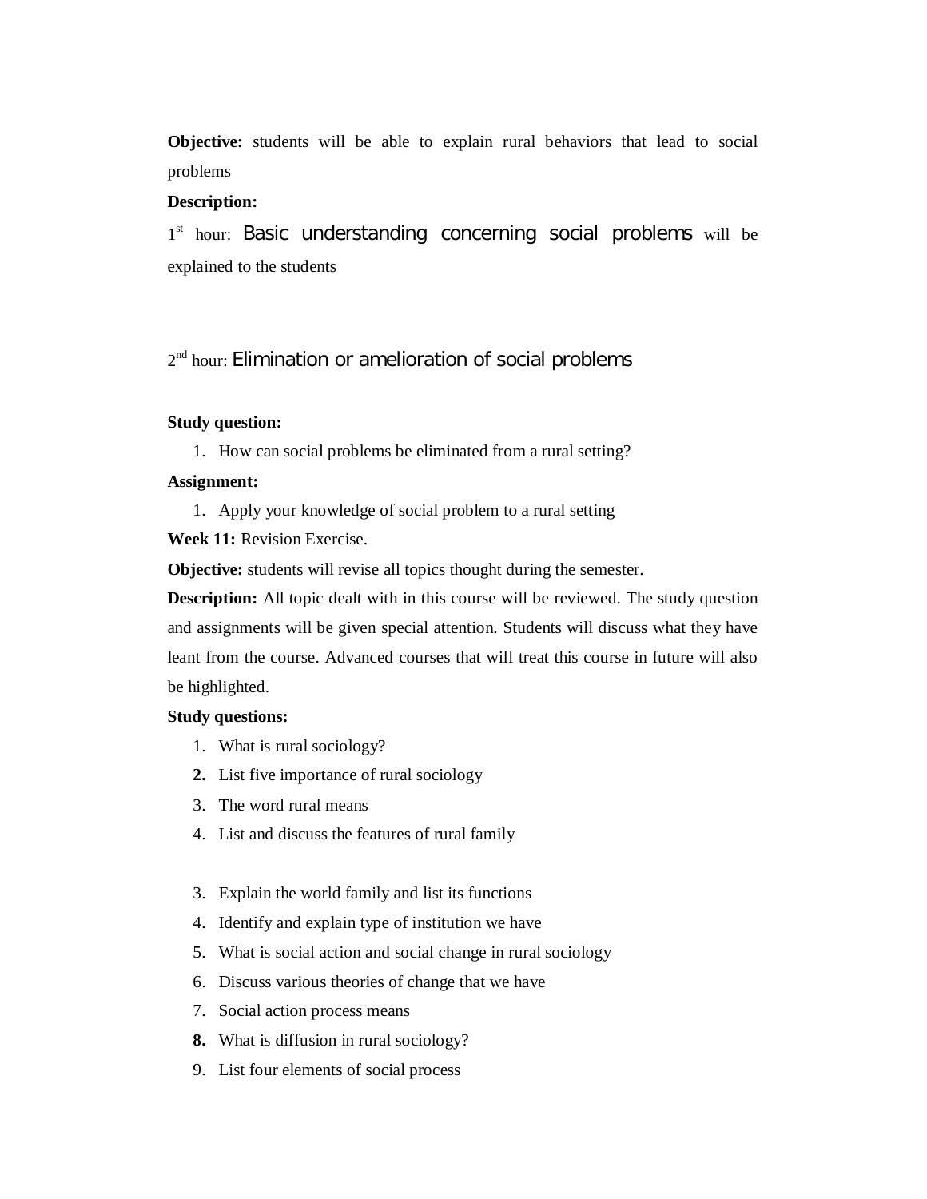**Objective:** students will be able to explain rural behaviors that lead to social problems

**Description:**

1st hour: Basic understanding concerning social problems will be explained to the students

2nd hour: Elimination or amelioration of social problems

**Study question:**

1. How can social problems be eliminated from a rural setting?

**Assignment:**

1. Apply your knowledge of social problem to a rural setting

**Week 11:** Revision Exercise.

**Objective:** students will revise all topics thought during the semester.

**Description:** All topic dealt with in this course will be reviewed. The study question and assignments will be given special attention. Students will discuss what they have leant from the course. Advanced courses that will treat this course in future will also be highlighted.

**Study questions:**

1. What is rural sociology?
2. List five importance of rural sociology
3. The word rural means
4. List and discuss the features of rural family

3. Explain the world family and list its functions
4. Identify and explain type of institution we have
5. What is social action and social change in rural sociology
6. Discuss various theories of change that we have
7. Social action process means
8. What is diffusion in rural sociology?
9. List four elements of social process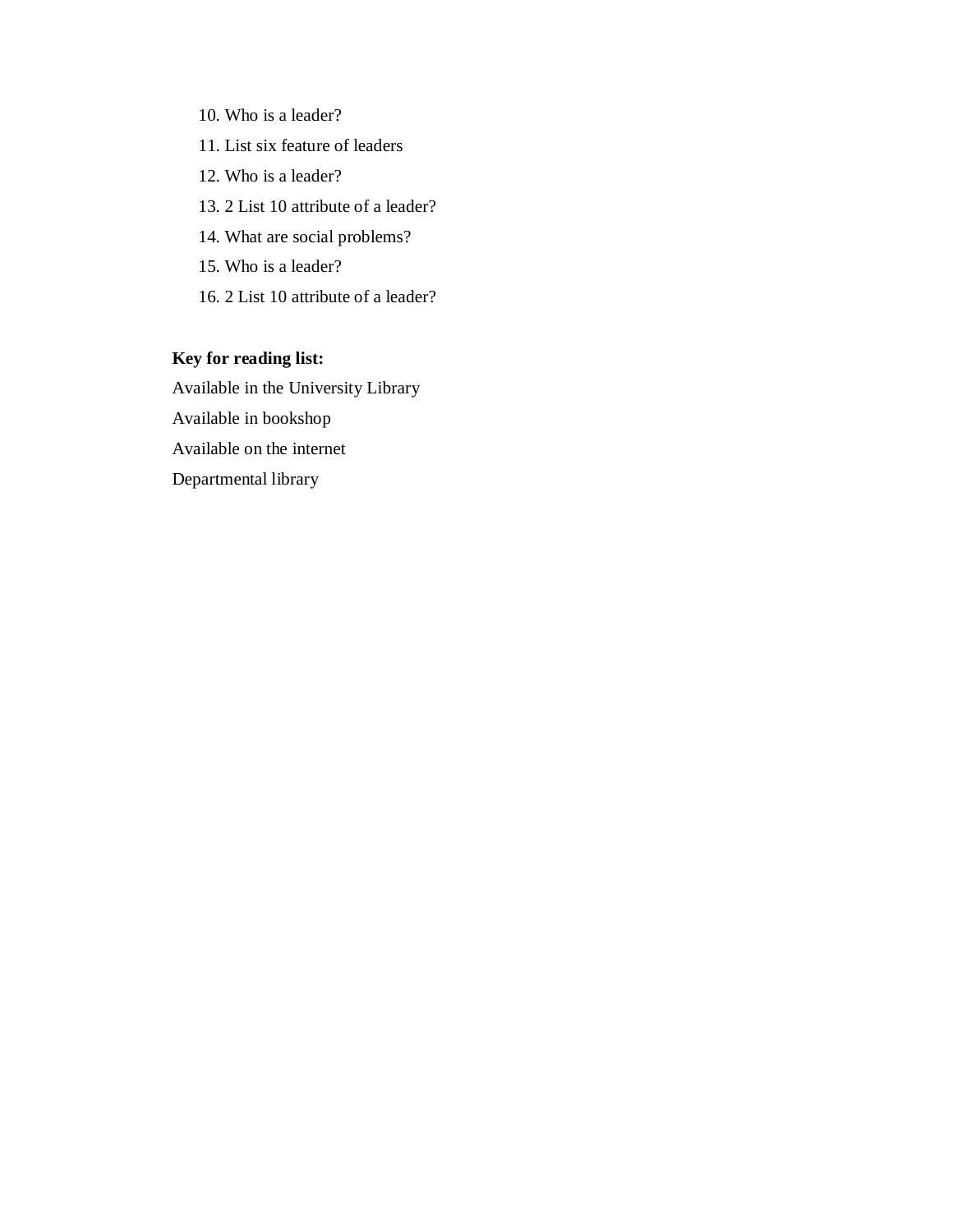10. Who is a leader?
11. List six feature of leaders
12. Who is a leader?
13. 2 List 10 attribute of a leader?
14. What are social problems?
15. Who is a leader?
16. 2 List 10 attribute of a leader?

**Key for reading list:**

Available in the University Library

Available in bookshop

Available on the internet

Departmental library